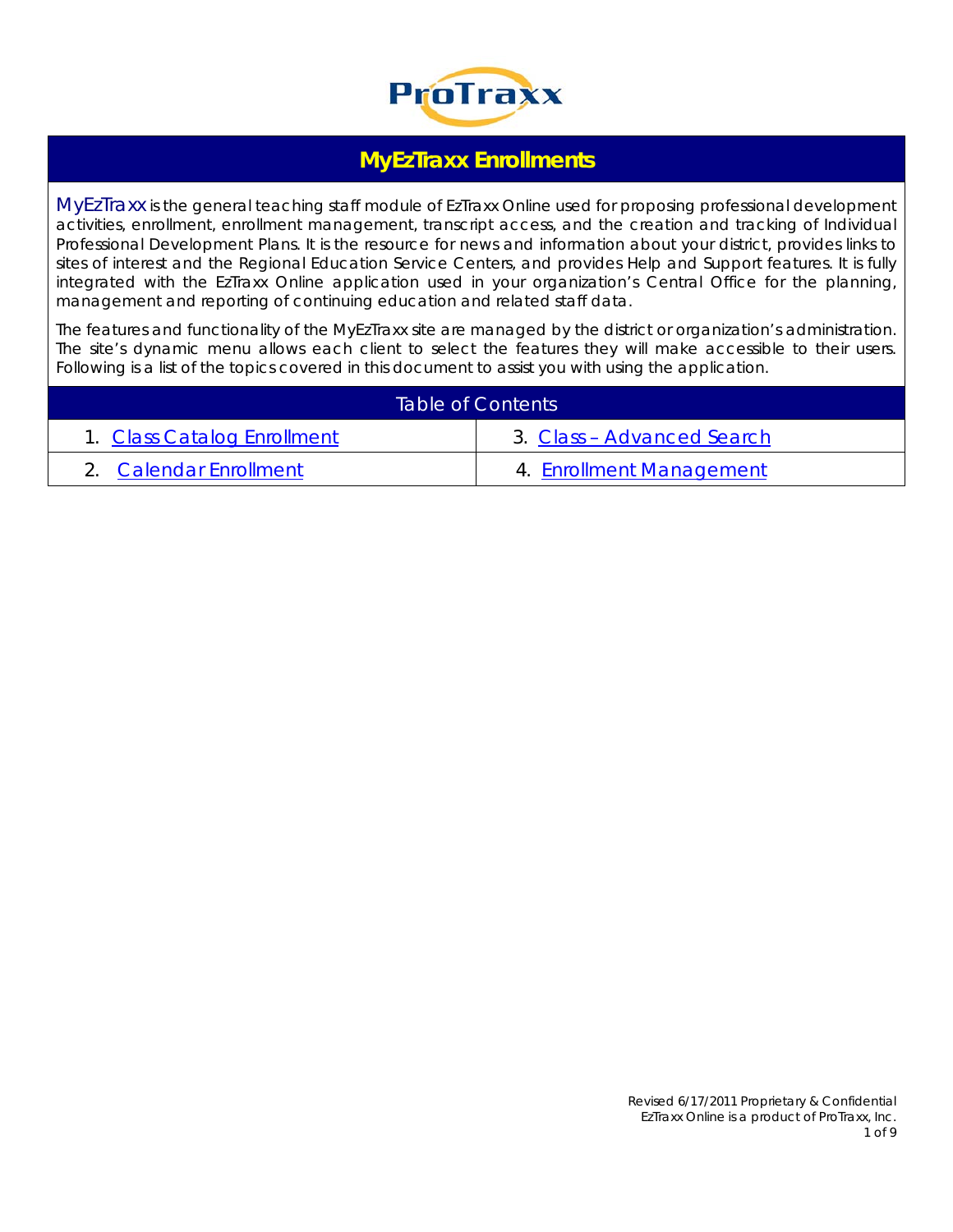# MyEzTraxx Enrollments

MyEzTraxx is the general teaching staff module of EzTraxx Online used for proposing professional development activities, enrollment, enrollment management, transcript access, and the creation and tracking of Individual Professional Development Plans. It is the resource for news and information about your district, provides links to sites of interest and the Regional Education Service Centers, and provides Help and Support features. It is fully integrated with the EzTraxx Online application used in your organization's Central Office for the planning, management and reporting of continuing education and related staff data.

The features and functionality of the MyEzTraxx site are managed by the district or organization's administration. The site's dynamic menu allows each client to select the features they will make accessible to their users. Following is a list of the topics covered in this document to assist you with using the application.

| Table of Contents | |
|---|---|
| 1. Class Catalog Enrollment | 3. Class – Advanced Search |
| 2. Calendar Enrollment | 4. Enrollment Management |

Revised 6/17/2011 Proprietary & Confidential
EzTraxx Online is a product of ProTraxx, Inc.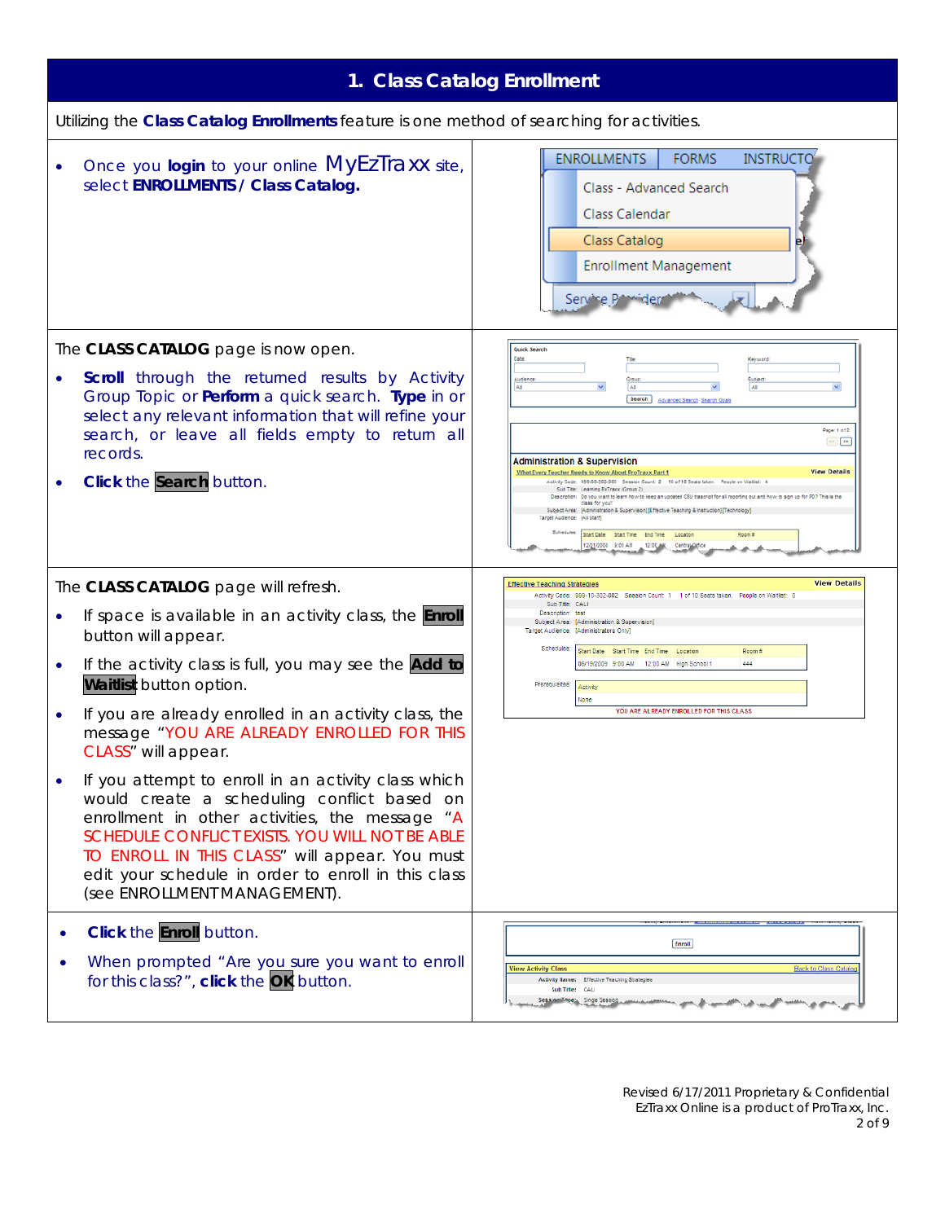# 1. Class Catalog Enrollment

Utilizing the **Class Catalog Enrollments** feature is one method of searching for activities.

- Once you **login** to your online MyEzTraxx site, select **ENROLLMENTS / Class Catalog.**

The **CLASS CATALOG** page is now open.

- **Scroll** through the returned results by Activity Group Topic or **Perform** a quick search. **Type** in or select any relevant information that will refine your search, or leave all fields empty to return all records.
- **Click** the **Search** button.

The **CLASS CATALOG** page will refresh.

- If space is available in an activity class, the **Enroll** button will appear.
- If the activity class is full, you may see the **Add to Waitlist** button option.
- If you are already enrolled in an activity class, the message "YOU ARE ALREADY ENROLLED FOR THIS CLASS" will appear.
- If you attempt to enroll in an activity class which would create a scheduling conflict based on enrollment in other activities, the message "A SCHEDULE CONFLICT EXISTS. YOU WILL NOT BE ABLE TO ENROLL IN THIS CLASS" will appear. You must edit your schedule in order to enroll in this class (see ENROLLMENT MANAGEMENT).

- **Click** the **Enroll** button.
- When prompted "Are you sure you want to enroll for this class?", **click** the **OK** button.

Revised 6/17/2011 Proprietary & Confidential
EzTraxx Online is a product of ProTraxx, Inc.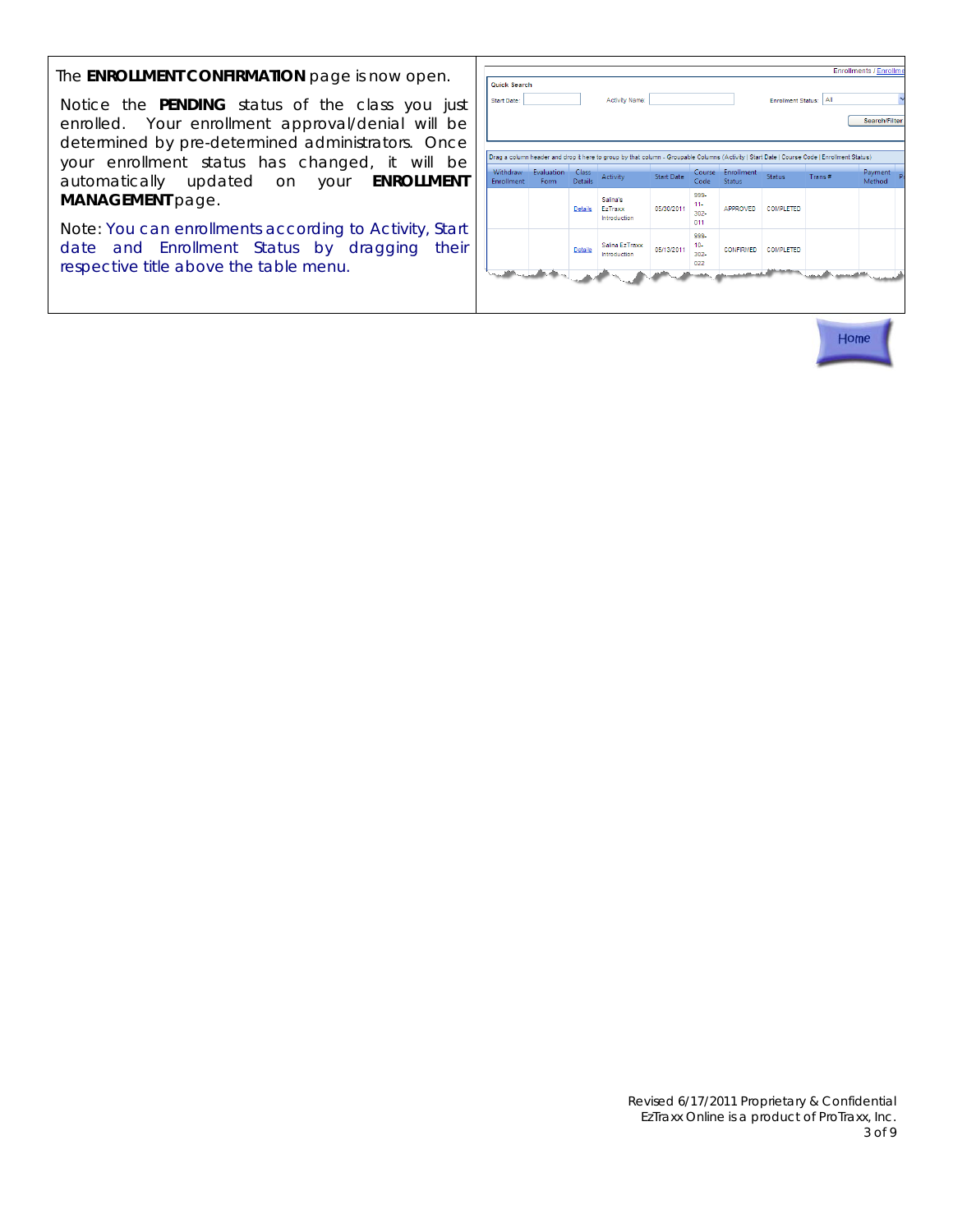The **ENROLLMENT CONFIRMATION** page is now open.

Notice the **PENDING** status of the class you just enrolled. Your enrollment approval/denial will be determined by pre-determined administrators. Once your enrollment status has changed, it will be automatically updated on your **ENROLLMENT MANAGEMENT** page.

Note: You can enrollments according to Activity, Start date and Enrollment Status by dragging their respective title above the table menu.

Enrollments / Enrollme

Quick Search

Start Date: Activity Name: Enrollment Status: All

Search/Filter

Drag a column header and drop it here to group by that column - Groupable Columns (Activity | Start Date | Course Code | Enrollment Status)

| Withdraw Enrollment | Evaluation Form | Class Details | Activity | Start Date | Course Code | Enrollment Status | Status | Trans # | Payment Method |
| --- | --- | --- | --- | --- | --- | --- | --- | --- | --- |
| | | Details | Salina's EzTraxx Introduction | 05/30/2011 | 999-11-302-011 | APPROVED | COMPLETED | | |
| | | Details | Salina EzTraxx Introduction | 05/13/2011 | 999-10-302-022 | CONFIRMED | COMPLETED | | |

Home

Revised 6/17/2011 Proprietary & Confidential
EzTraxx Online is a product of ProTraxx, Inc.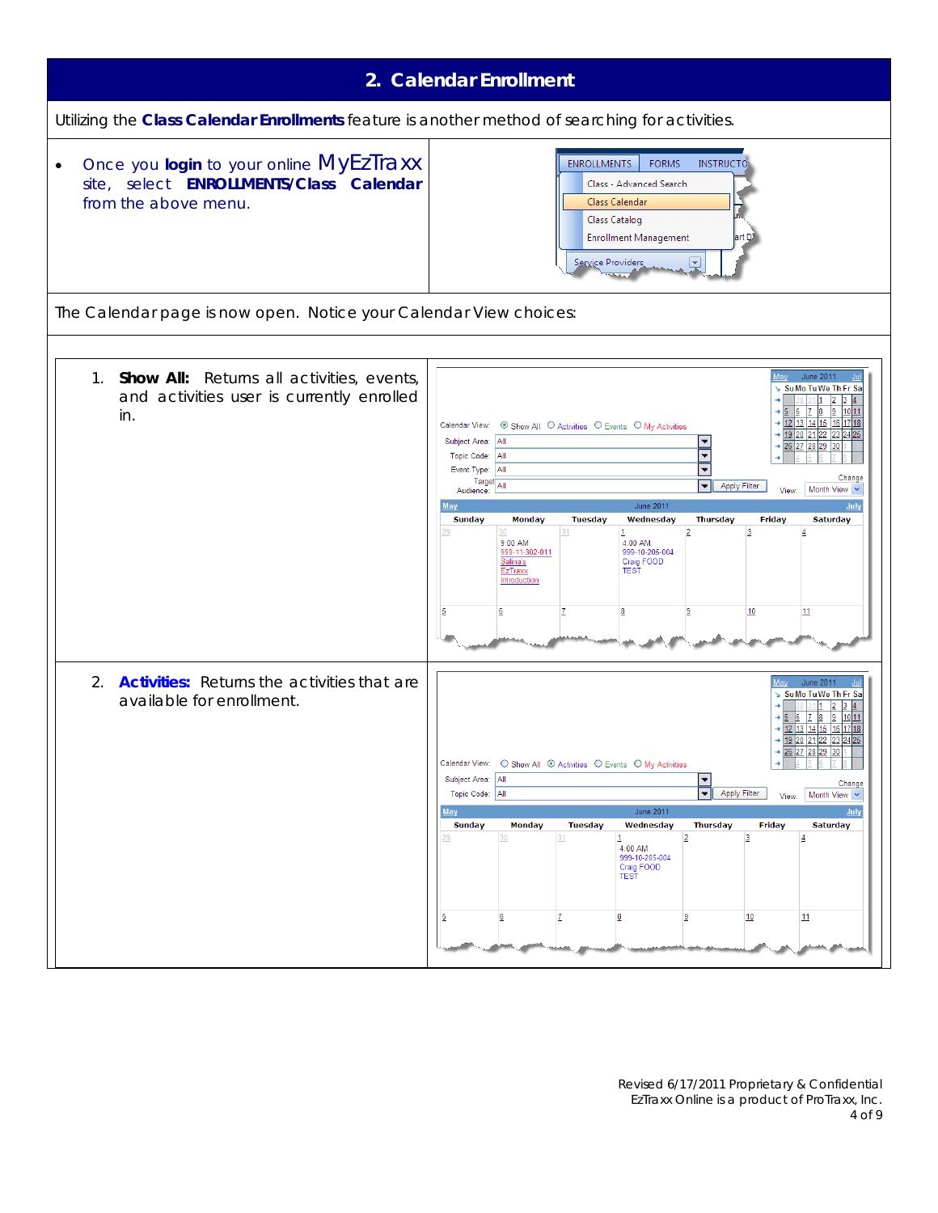## 2. Calendar Enrollment

Utilizing the **Class Calendar Enrollments** feature is another method of searching for activities.

- Once you **login** to your online MyEzTraxx site, select **ENROLLMENTS/Class Calendar** from the above menu.

The Calendar page is now open. Notice your Calendar View choices:

1. **Show All:** Returns all activities, events, and activities user is currently enrolled in.

2. **Activities:** Returns the activities that are available for enrollment.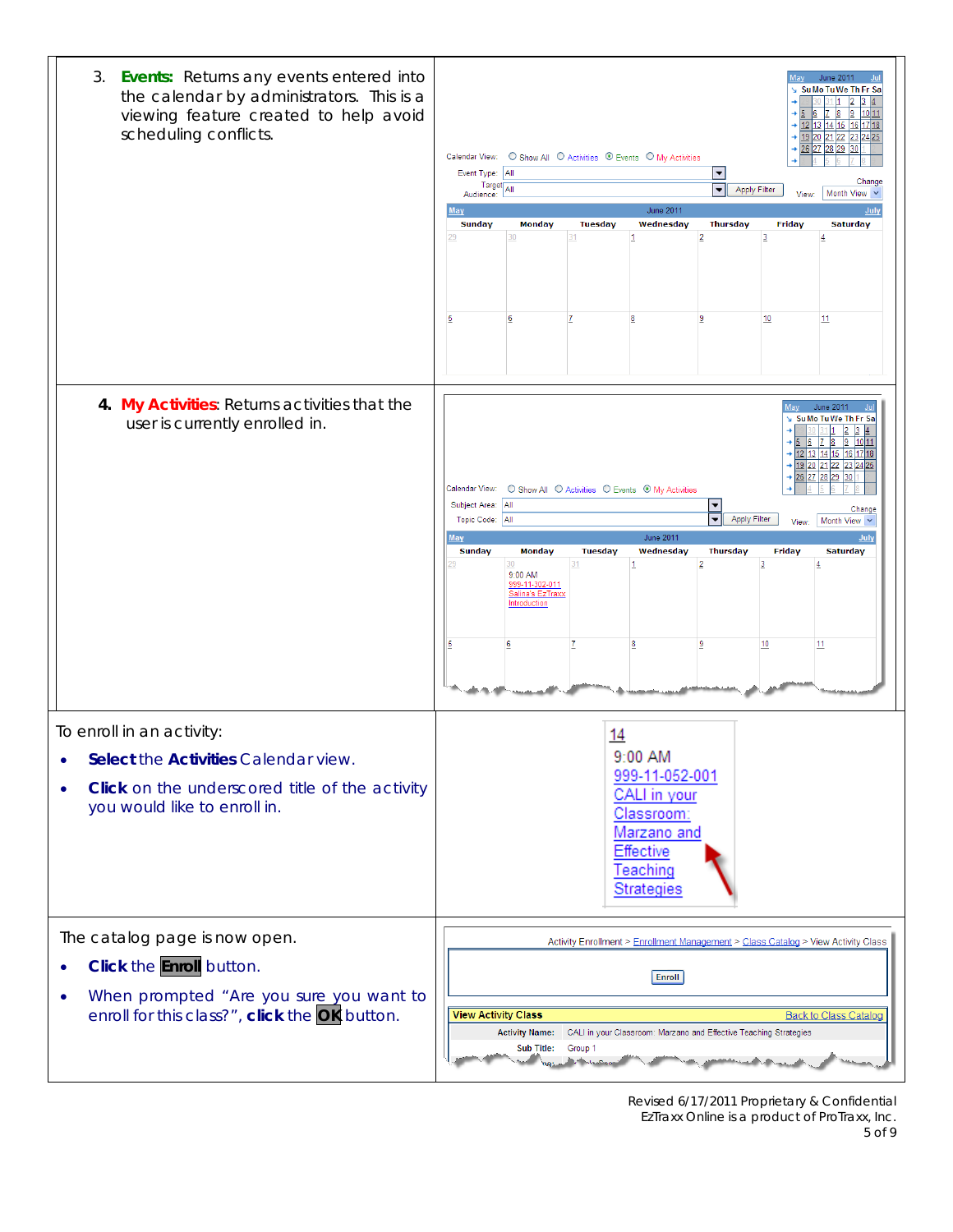3. **Events:** Returns any events entered into the calendar by administrators. This is a viewing feature created to help avoid scheduling conflicts.

4. **My Activities**: Returns activities that the user is currently enrolled in.

To enroll in an activity:

- **Select** the **Activities** Calendar view.
- **Click** on the underscored title of the activity you would like to enroll in.

The catalog page is now open.

- **Click** the **Enroll** button.
- When prompted "Are you sure you want to enroll for this class?", **click** the **OK** button.

Revised 6/17/2011 Proprietary & Confidential
EzTraxx Online is a product of ProTraxx, Inc.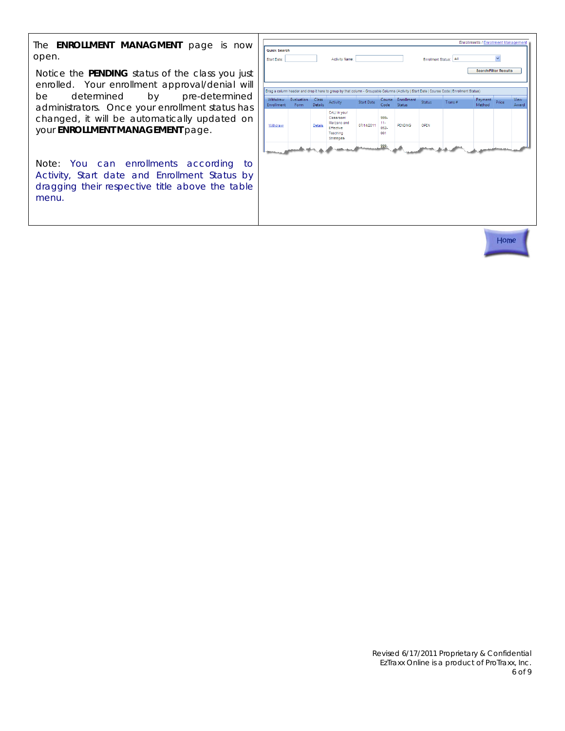The **ENROLLMENT MANAGMENT** page is now open.

Notice the **PENDING** status of the class you just enrolled. Your enrollment approval/denial will be determined by pre-determined administrators. Once your enrollment status has changed, it will be automatically updated on your **ENROLLMENT MANAGEMENT** page.

Note: You can enrollments according to Activity, Start date and Enrollment Status by dragging their respective title above the table menu.

Enrollments / Enrollment Management

Quick Search

Start Date: | Activity Name: | Enrollment Status: All

Search/Filter Results

Drag a column header and drop it here to group by that column - Groupable Columns (Activity | Start Date | Course Code | Enrollment Status)

| Withdraw Enrollment | Evaluation Form | Class Details | Activity | Start Date | Course Code | Enrollment Status | Status | Trans # | Payment Method | Price | View Award |
|---|---|---|---|---|---|---|---|---|---|---|---|
| Withdraw | | Details | CALI in your Classroom: Marzano and Effective Teaching Strategies | 07/14/2011 | 999-11-052-001 | PENDING | OPEN | | | | |

Home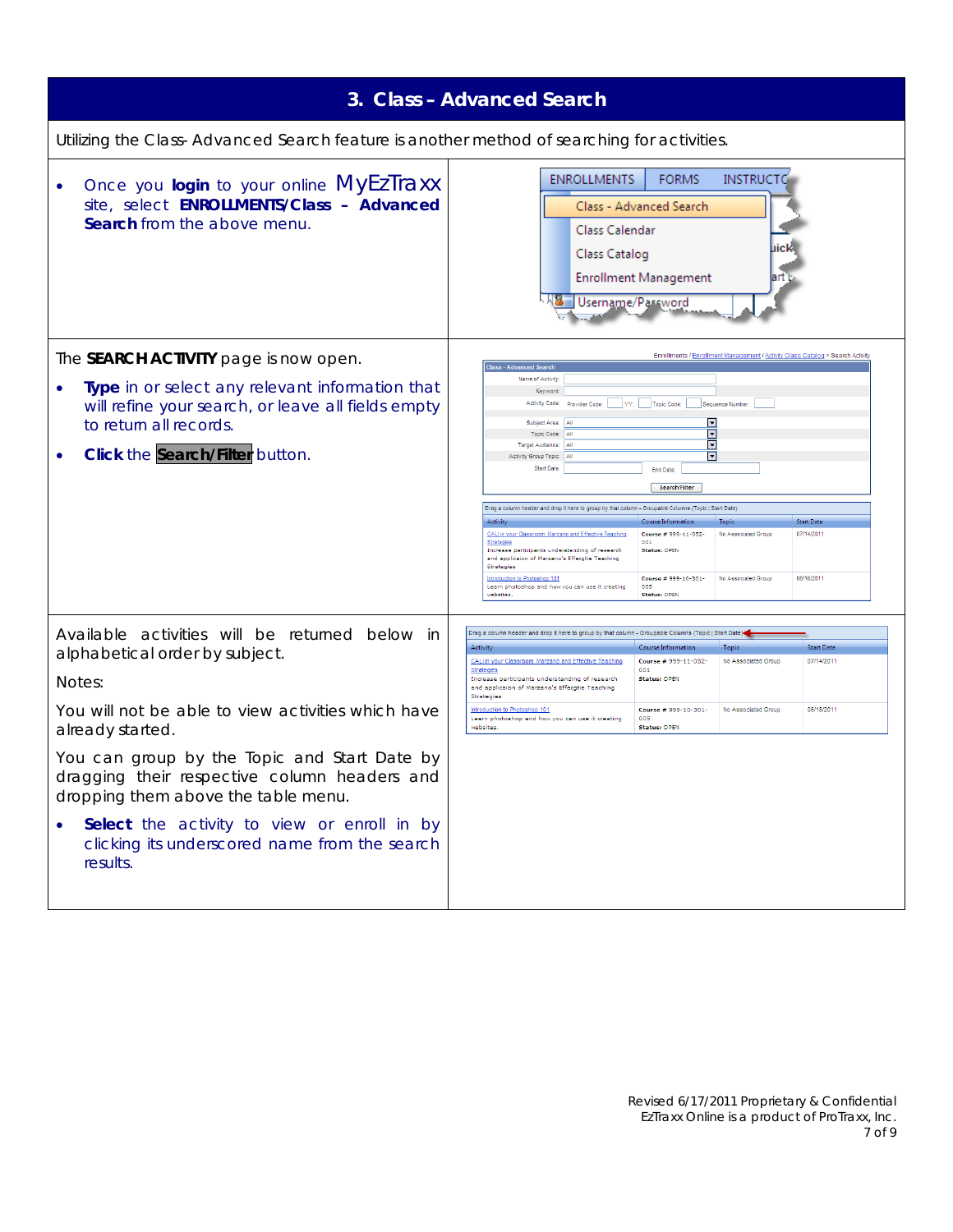# 3. Class – Advanced Search

Utilizing the Class- Advanced Search feature is another method of searching for activities.

- Once you **login** to your online MyEzTraxx site, select **ENROLLMENTS/Class – Advanced Search** from the above menu.

The **SEARCH ACTIVITY** page is now open.

- **Type** in or select any relevant information that will refine your search, or leave all fields empty to return all records.
- **Click** the **Search/Filter** button.

Available activities will be returned below in alphabetical order by subject.

Notes:

You will not be able to view activities which have already started.

You can group by the Topic and Start Date by dragging their respective column headers and dropping them above the table menu.

- **Select** the activity to view or enroll in by clicking its underscored name from the search results.

Revised 6/17/2011 Proprietary & Confidential
EzTraxx Online is a product of ProTraxx, Inc.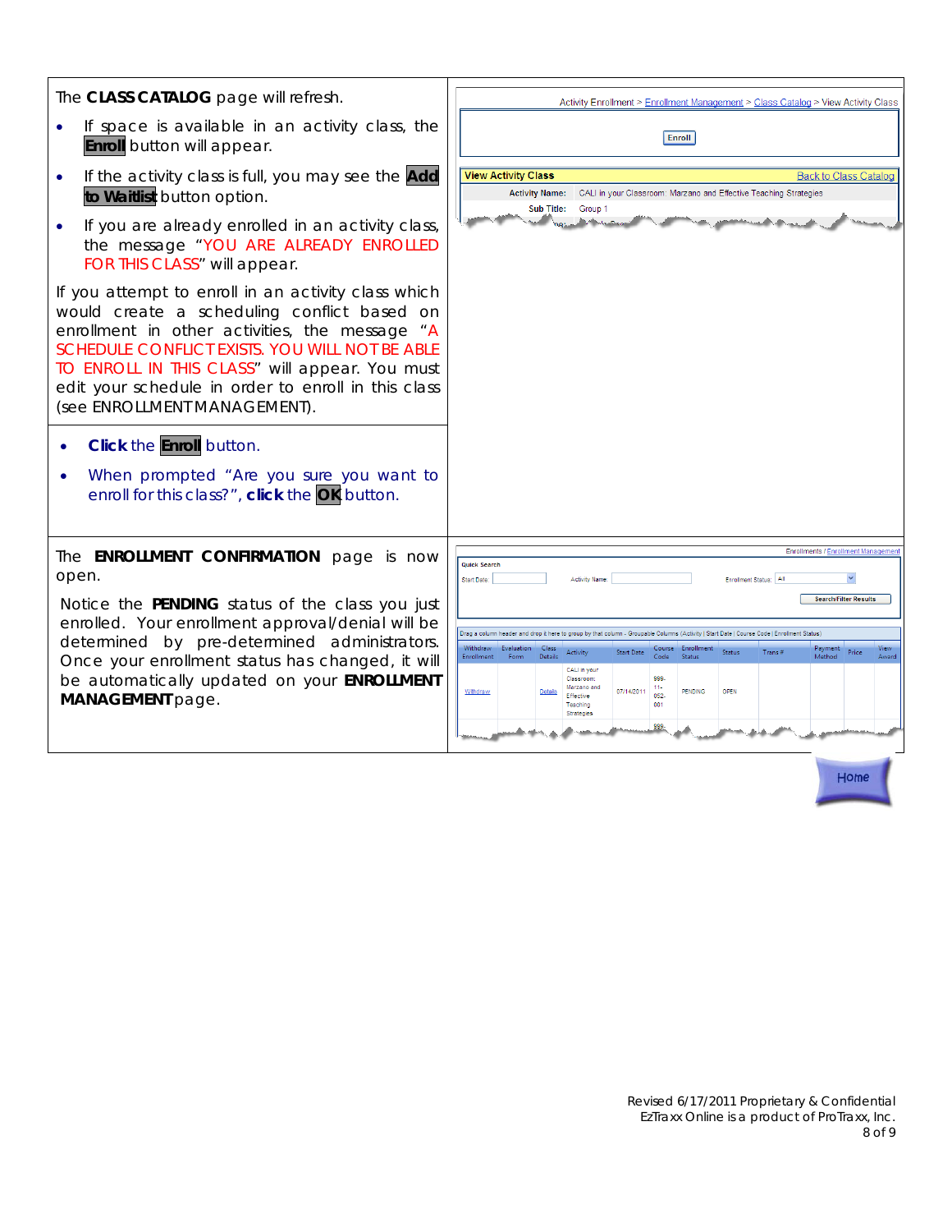The **CLASS CATALOG** page will refresh.

- If space is available in an activity class, the **Enroll** button will appear.
- If the activity class is full, you may see the **Add to Waitlist** button option.
- If you are already enrolled in an activity class, the message "YOU ARE ALREADY ENROLLED FOR THIS CLASS" will appear.

If you attempt to enroll in an activity class which would create a scheduling conflict based on enrollment in other activities, the message "A SCHEDULE CONFLICT EXISTS. YOU WILL NOT BE ABLE TO ENROLL IN THIS CLASS" will appear. You must edit your schedule in order to enroll in this class (see ENROLLMENT MANAGEMENT).

Activity Enrollment > Enrollment Management > Class Catalog > View Activity Class

Enroll

View Activity Class — Back to Class Catalog

| | |
|---|---|
| Activity Name: | CALI in your Classroom: Marzano and Effective Teaching Strategies |
| Sub Title: | Group 1 |

- **Click** the **Enroll** button.
- When prompted "Are you sure you want to enroll for this class?", **click** the **OK** button.

The **ENROLLMENT CONFIRMATION** page is now open.

Notice the **PENDING** status of the class you just enrolled. Your enrollment approval/denial will be determined by pre-determined administrators. Once your enrollment status has changed, it will be automatically updated on your **ENROLLMENT MANAGEMENT** page.

Enrollments / Enrollment Management

Quick Search

Start Date: Activity Name: Enrollment Status: All

Search/Filter Results

Drag a column header and drop it here to group by that column - Groupable Columns (Activity | Start Date | Course Code | Enrollment Status)

| Withdraw Enrollment | Evaluation Form | Class Details | Activity | Start Date | Course Code | Enrollment Status | Status | Trans # | Payment Method | Price | View Award |
|---|---|---|---|---|---|---|---|---|---|---|---|
| Withdraw | | Details | CALI in your Classroom: Marzano and Effective Teaching Strategies | 07/14/2011 | 999-11-052-001 | PENDING | OPEN | | | | |

Home

Revised 6/17/2011 Proprietary & Confidential
EzTraxx Online is a product of ProTraxx, Inc.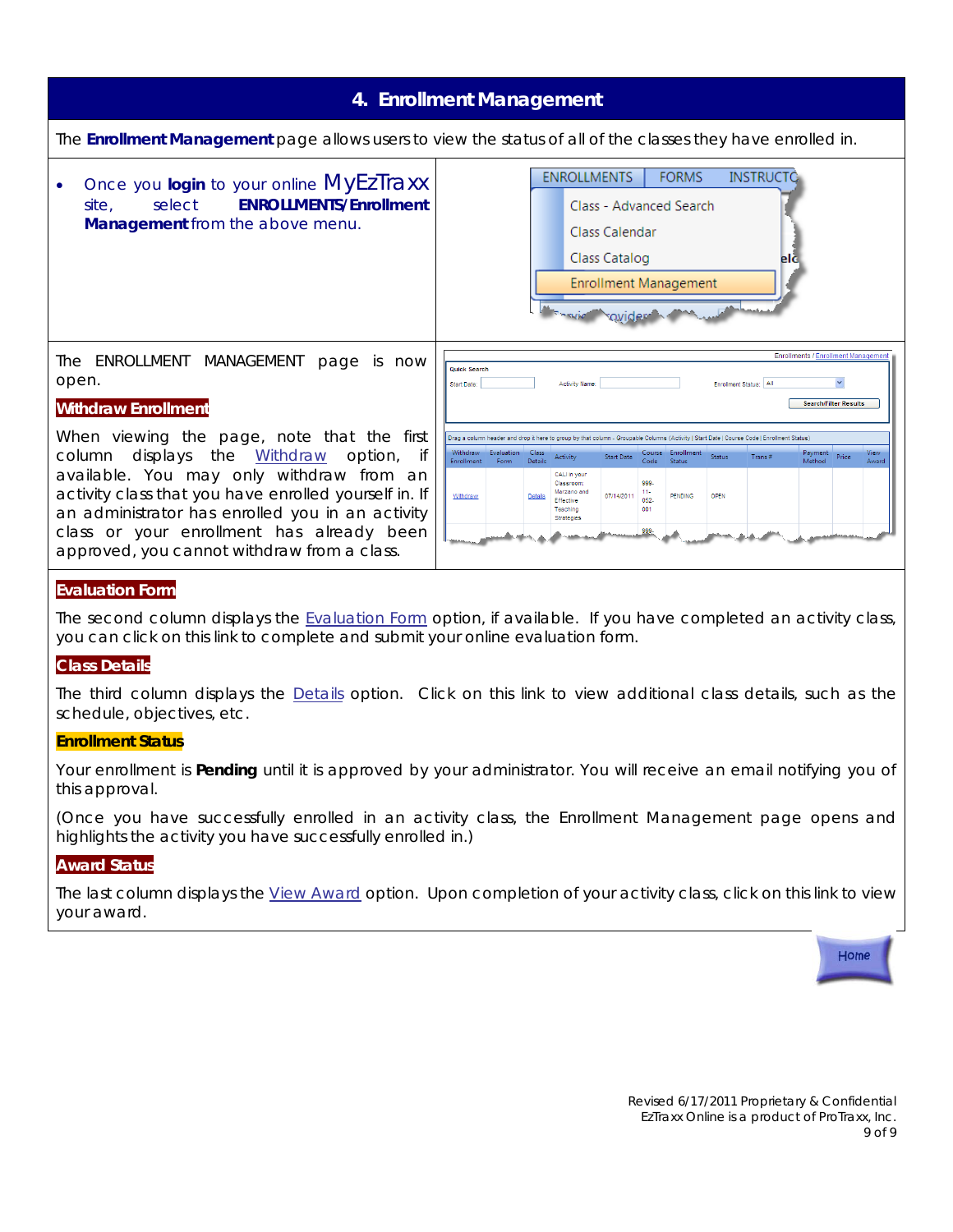## 4. Enrollment Management

The **Enrollment Management** page allows users to view the status of all of the classes they have enrolled in.

- Once you **login** to your online MyEzTraxx site, select **ENROLLMENTS/Enrollment Management** from the above menu.

The ENROLLMENT MANAGEMENT page is now open.

### Withdraw Enrollment

When viewing the page, note that the first column displays the Withdraw option, if available. You may only withdraw from an activity class that you have enrolled yourself in. If an administrator has enrolled you in an activity class or your enrollment has already been approved, you cannot withdraw from a class.

### Evaluation Form

The second column displays the Evaluation Form option, if available. If you have completed an activity class, you can click on this link to complete and submit your online evaluation form.

### Class Details

The third column displays the Details option. Click on this link to view additional class details, such as the schedule, objectives, etc.

### Enrollment Status

Your enrollment is **Pending** until it is approved by your administrator. You will receive an email notifying you of this approval.

(Once you have successfully enrolled in an activity class, the Enrollment Management page opens and highlights the activity you have successfully enrolled in.)

### Award Status

The last column displays the View Award option. Upon completion of your activity class, click on this link to view your award.

Home

Revised 6/17/2011 Proprietary & Confidential
EzTraxx Online is a product of ProTraxx, Inc.